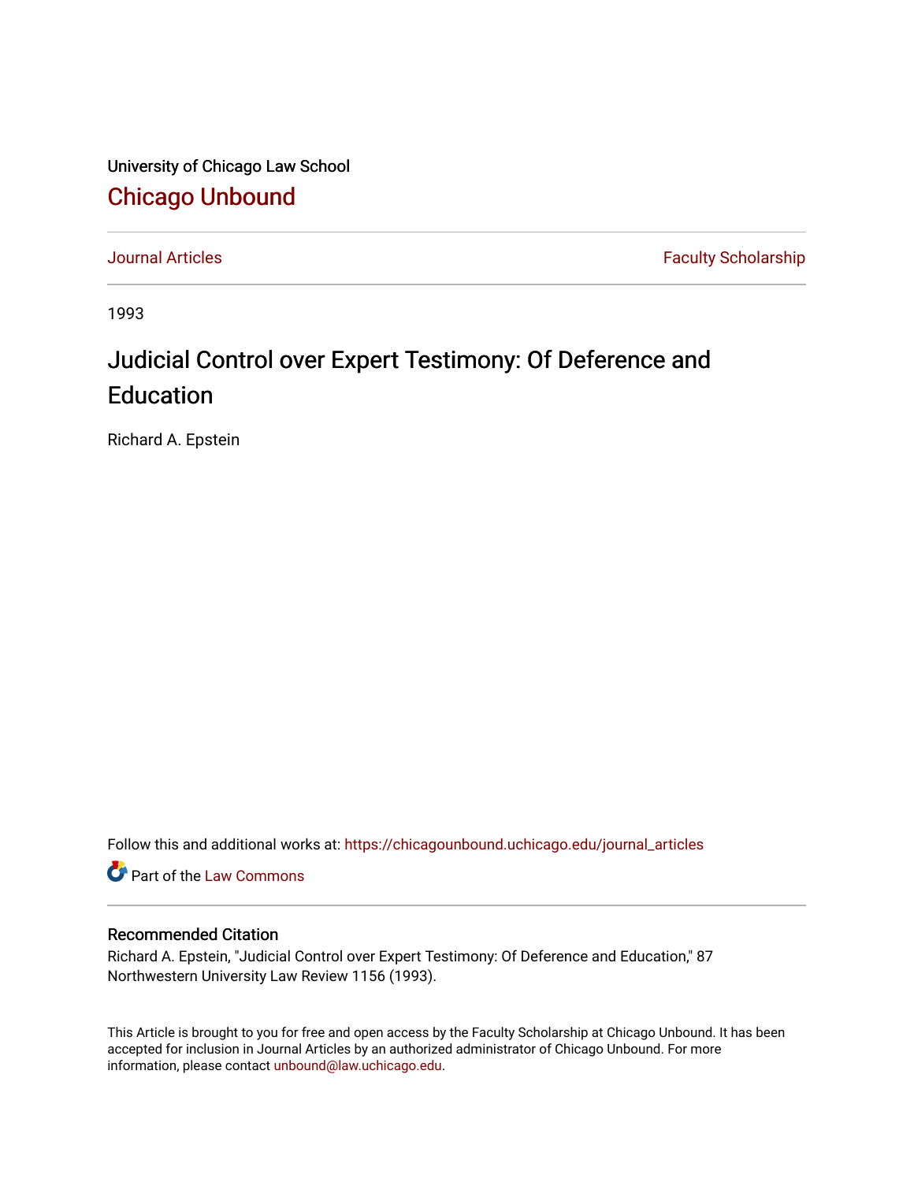University of Chicago Law School

# Chicago Unbound

Journal Articles | Faculty Scholarship

1993

## Judicial Control over Expert Testimony: Of Deference and Education

Richard A. Epstein

Follow this and additional works at: https://chicagounbound.uchicago.edu/journal_articles

Part of the Law Commons

### Recommended Citation

Richard A. Epstein, "Judicial Control over Expert Testimony: Of Deference and Education," 87 Northwestern University Law Review 1156 (1993).

This Article is brought to you for free and open access by the Faculty Scholarship at Chicago Unbound. It has been accepted for inclusion in Journal Articles by an authorized administrator of Chicago Unbound. For more information, please contact unbound@law.uchicago.edu.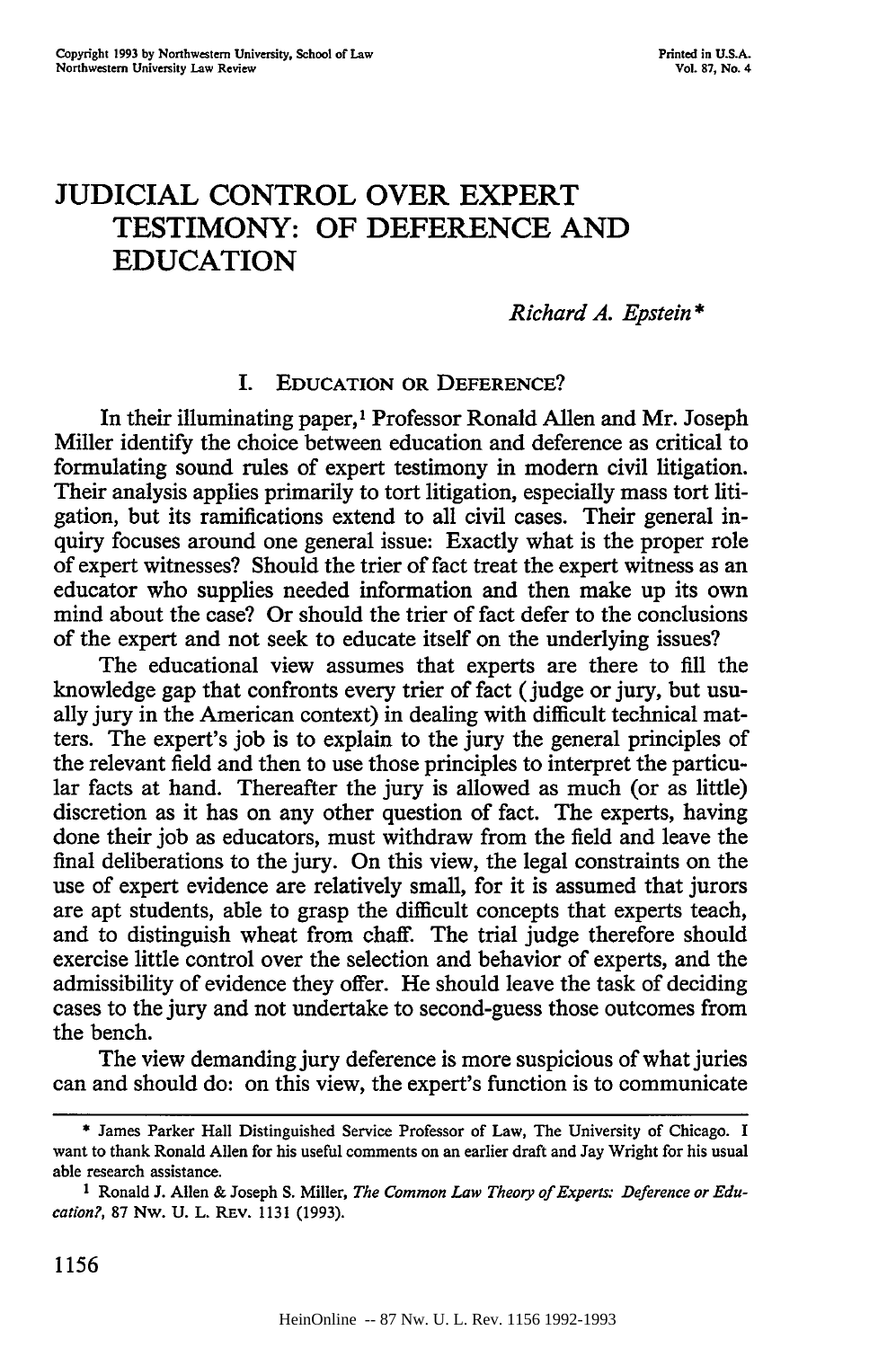# JUDICIAL CONTROL OVER EXPERT TESTIMONY: OF DEFERENCE AND EDUCATION

*Richard A. Epstein\**

## I. EDUCATION OR DEFERENCE?

In their illuminating paper,[1] Professor Ronald Allen and Mr. Joseph Miller identify the choice between education and deference as critical to formulating sound rules of expert testimony in modern civil litigation. Their analysis applies primarily to tort litigation, especially mass tort litigation, but its ramifications extend to all civil cases. Their general inquiry focuses around one general issue: Exactly what is the proper role of expert witnesses? Should the trier of fact treat the expert witness as an educator who supplies needed information and then make up its own mind about the case? Or should the trier of fact defer to the conclusions of the expert and not seek to educate itself on the underlying issues?

The educational view assumes that experts are there to fill the knowledge gap that confronts every trier of fact (judge or jury, but usually jury in the American context) in dealing with difficult technical matters. The expert's job is to explain to the jury the general principles of the relevant field and then to use those principles to interpret the particular facts at hand. Thereafter the jury is allowed as much (or as little) discretion as it has on any other question of fact. The experts, having done their job as educators, must withdraw from the field and leave the final deliberations to the jury. On this view, the legal constraints on the use of expert evidence are relatively small, for it is assumed that jurors are apt students, able to grasp the difficult concepts that experts teach, and to distinguish wheat from chaff. The trial judge therefore should exercise little control over the selection and behavior of experts, and the admissibility of evidence they offer. He should leave the task of deciding cases to the jury and not undertake to second-guess those outcomes from the bench.

The view demanding jury deference is more suspicious of what juries can and should do: on this view, the expert's function is to communicate

---

\* James Parker Hall Distinguished Service Professor of Law, The University of Chicago. I want to thank Ronald Allen for his useful comments on an earlier draft and Jay Wright for his usual able research assistance.

[1] Ronald J. Allen & Joseph S. Miller, *The Common Law Theory of Experts: Deference or Education?*, 87 NW. U. L. REV. 1131 (1993).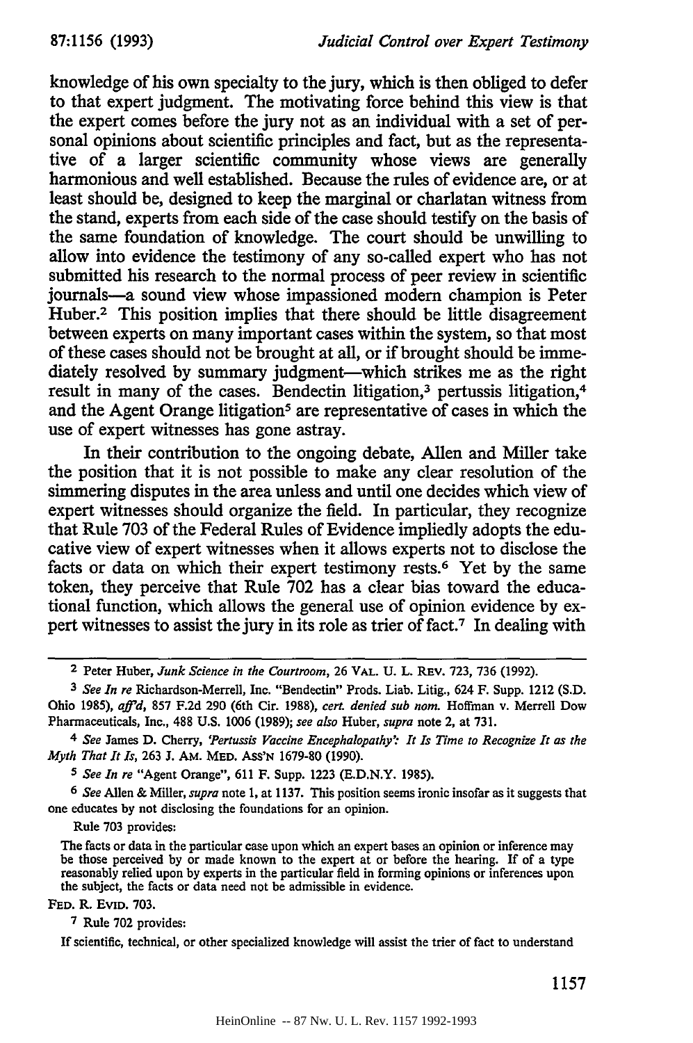knowledge of his own specialty to the jury, which is then obliged to defer to that expert judgment. The motivating force behind this view is that the expert comes before the jury not as an individual with a set of personal opinions about scientific principles and fact, but as the representative of a larger scientific community whose views are generally harmonious and well established. Because the rules of evidence are, or at least should be, designed to keep the marginal or charlatan witness from the stand, experts from each side of the case should testify on the basis of the same foundation of knowledge. The court should be unwilling to allow into evidence the testimony of any so-called expert who has not submitted his research to the normal process of peer review in scientific journals—a sound view whose impassioned modern champion is Peter Huber.[2] This position implies that there should be little disagreement between experts on many important cases within the system, so that most of these cases should not be brought at all, or if brought should be immediately resolved by summary judgment—which strikes me as the right result in many of the cases. Bendectin litigation,[3] pertussis litigation,[4] and the Agent Orange litigation[5] are representative of cases in which the use of expert witnesses has gone astray.

In their contribution to the ongoing debate, Allen and Miller take the position that it is not possible to make any clear resolution of the simmering disputes in the area unless and until one decides which view of expert witnesses should organize the field. In particular, they recognize that Rule 703 of the Federal Rules of Evidence impliedly adopts the educative view of expert witnesses when it allows experts not to disclose the facts or data on which their expert testimony rests.[6] Yet by the same token, they perceive that Rule 702 has a clear bias toward the educational function, which allows the general use of opinion evidence by expert witnesses to assist the jury in its role as trier of fact.[7] In dealing with

---

[2] Peter Huber, *Junk Science in the Courtroom*, 26 VAL. U. L. REV. 723, 736 (1992).

[3] *See In re* Richardson-Merrell, Inc. "Bendectin" Prods. Liab. Litig., 624 F. Supp. 1212 (S.D. Ohio 1985), *aff'd*, 857 F.2d 290 (6th Cir. 1988), *cert. denied sub nom.* Hoffman v. Merrell Dow Pharmaceuticals, Inc., 488 U.S. 1006 (1989); *see also* Huber, *supra* note 2, at 731.

[4] *See* James D. Cherry, *'Pertussis Vaccine Encephalopathy': It Is Time to Recognize It as the Myth That It Is*, 263 J. AM. MED. ASS'N 1679-80 (1990).

[5] *See In re* "Agent Orange", 611 F. Supp. 1223 (E.D.N.Y. 1985).

[6] *See* Allen & Miller, *supra* note 1, at 1137. This position seems ironic insofar as it suggests that one educates by not disclosing the foundations for an opinion.

Rule 703 provides:

The facts or data in the particular case upon which an expert bases an opinion or inference may be those perceived by or made known to the expert at or before the hearing. If of a type reasonably relied upon by experts in the particular field in forming opinions or inferences upon the subject, the facts or data need not be admissible in evidence.

FED. R. EVID. 703.

[7] Rule 702 provides:

If scientific, technical, or other specialized knowledge will assist the trier of fact to understand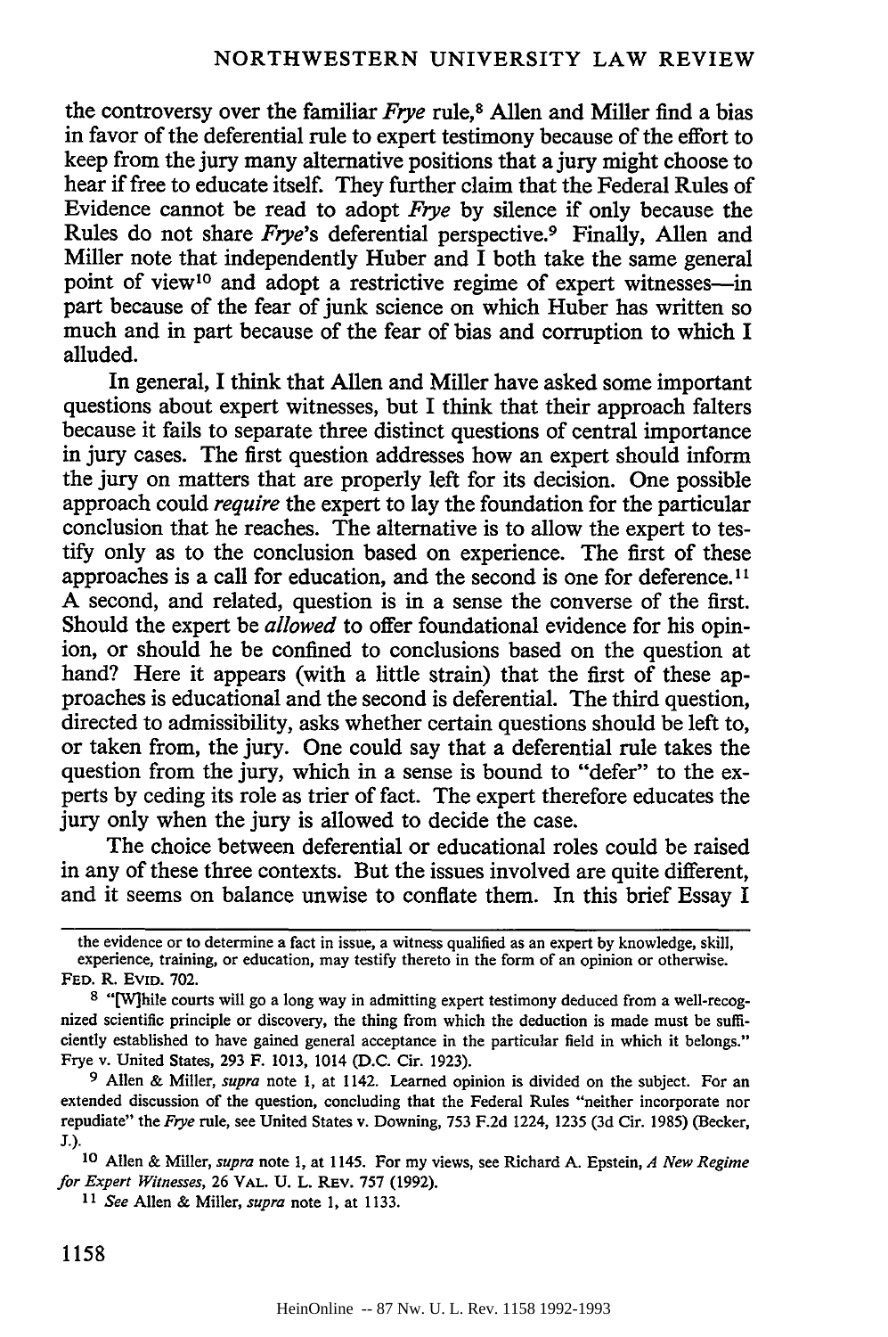the controversy over the familiar *Frye* rule,[8] Allen and Miller find a bias in favor of the deferential rule to expert testimony because of the effort to keep from the jury many alternative positions that a jury might choose to hear if free to educate itself. They further claim that the Federal Rules of Evidence cannot be read to adopt *Frye* by silence if only because the Rules do not share *Frye*'s deferential perspective.[9] Finally, Allen and Miller note that independently Huber and I both take the same general point of view[10] and adopt a restrictive regime of expert witnesses—in part because of the fear of junk science on which Huber has written so much and in part because of the fear of bias and corruption to which I alluded.

In general, I think that Allen and Miller have asked some important questions about expert witnesses, but I think that their approach falters because it fails to separate three distinct questions of central importance in jury cases. The first question addresses how an expert should inform the jury on matters that are properly left for its decision. One possible approach could *require* the expert to lay the foundation for the particular conclusion that he reaches. The alternative is to allow the expert to testify only as to the conclusion based on experience. The first of these approaches is a call for education, and the second is one for deference.[11] A second, and related, question is in a sense the converse of the first. Should the expert be *allowed* to offer foundational evidence for his opinion, or should he be confined to conclusions based on the question at hand? Here it appears (with a little strain) that the first of these approaches is educational and the second is deferential. The third question, directed to admissibility, asks whether certain questions should be left to, or taken from, the jury. One could say that a deferential rule takes the question from the jury, which in a sense is bound to "defer" to the experts by ceding its role as trier of fact. The expert therefore educates the jury only when the jury is allowed to decide the case.

The choice between deferential or educational roles could be raised in any of these three contexts. But the issues involved are quite different, and it seems on balance unwise to conflate them. In this brief Essay I

---

the evidence or to determine a fact in issue, a witness qualified as an expert by knowledge, skill, experience, training, or education, may testify thereto in the form of an opinion or otherwise. FED. R. EVID. 702.

[8] "[W]hile courts will go a long way in admitting expert testimony deduced from a well-recognized scientific principle or discovery, the thing from which the deduction is made must be sufficiently established to have gained general acceptance in the particular field in which it belongs." Frye v. United States, 293 F. 1013, 1014 (D.C. Cir. 1923).

[9] Allen & Miller, *supra* note 1, at 1142. Learned opinion is divided on the subject. For an extended discussion of the question, concluding that the Federal Rules "neither incorporate nor repudiate" the *Frye* rule, see United States v. Downing, 753 F.2d 1224, 1235 (3d Cir. 1985) (Becker, J.).

[10] Allen & Miller, *supra* note 1, at 1145. For my views, see Richard A. Epstein, *A New Regime for Expert Witnesses*, 26 VAL. U. L. REV. 757 (1992).

[11] *See* Allen & Miller, *supra* note 1, at 1133.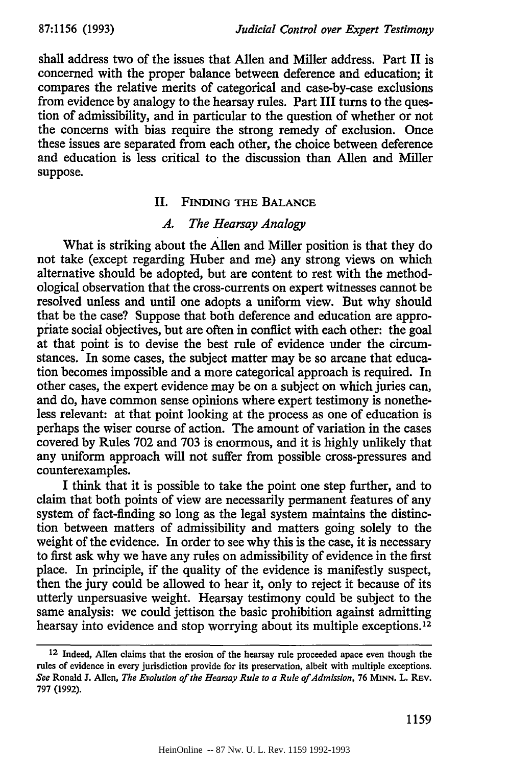shall address two of the issues that Allen and Miller address. Part II is concerned with the proper balance between deference and education; it compares the relative merits of categorical and case-by-case exclusions from evidence by analogy to the hearsay rules. Part III turns to the question of admissibility, and in particular to the question of whether or not the concerns with bias require the strong remedy of exclusion. Once these issues are separated from each other, the choice between deference and education is less critical to the discussion than Allen and Miller suppose.

## II. FINDING THE BALANCE

### *A. The Hearsay Analogy*

What is striking about the Allen and Miller position is that they do not take (except regarding Huber and me) any strong views on which alternative should be adopted, but are content to rest with the methodological observation that the cross-currents on expert witnesses cannot be resolved unless and until one adopts a uniform view. But why should that be the case? Suppose that both deference and education are appropriate social objectives, but are often in conflict with each other: the goal at that point is to devise the best rule of evidence under the circumstances. In some cases, the subject matter may be so arcane that education becomes impossible and a more categorical approach is required. In other cases, the expert evidence may be on a subject on which juries can, and do, have common sense opinions where expert testimony is nonetheless relevant: at that point looking at the process as one of education is perhaps the wiser course of action. The amount of variation in the cases covered by Rules 702 and 703 is enormous, and it is highly unlikely that any uniform approach will not suffer from possible cross-pressures and counterexamples.

I think that it is possible to take the point one step further, and to claim that both points of view are necessarily permanent features of any system of fact-finding so long as the legal system maintains the distinction between matters of admissibility and matters going solely to the weight of the evidence. In order to see why this is the case, it is necessary to first ask why we have any rules on admissibility of evidence in the first place. In principle, if the quality of the evidence is manifestly suspect, then the jury could be allowed to hear it, only to reject it because of its utterly unpersuasive weight. Hearsay testimony could be subject to the same analysis: we could jettison the basic prohibition against admitting hearsay into evidence and stop worrying about its multiple exceptions.[12]

---

[12] Indeed, Allen claims that the erosion of the hearsay rule proceeded apace even though the rules of evidence in every jurisdiction provide for its preservation, albeit with multiple exceptions. *See* Ronald J. Allen, *The Evolution of the Hearsay Rule to a Rule of Admission*, 76 MINN. L. REV. 797 (1992).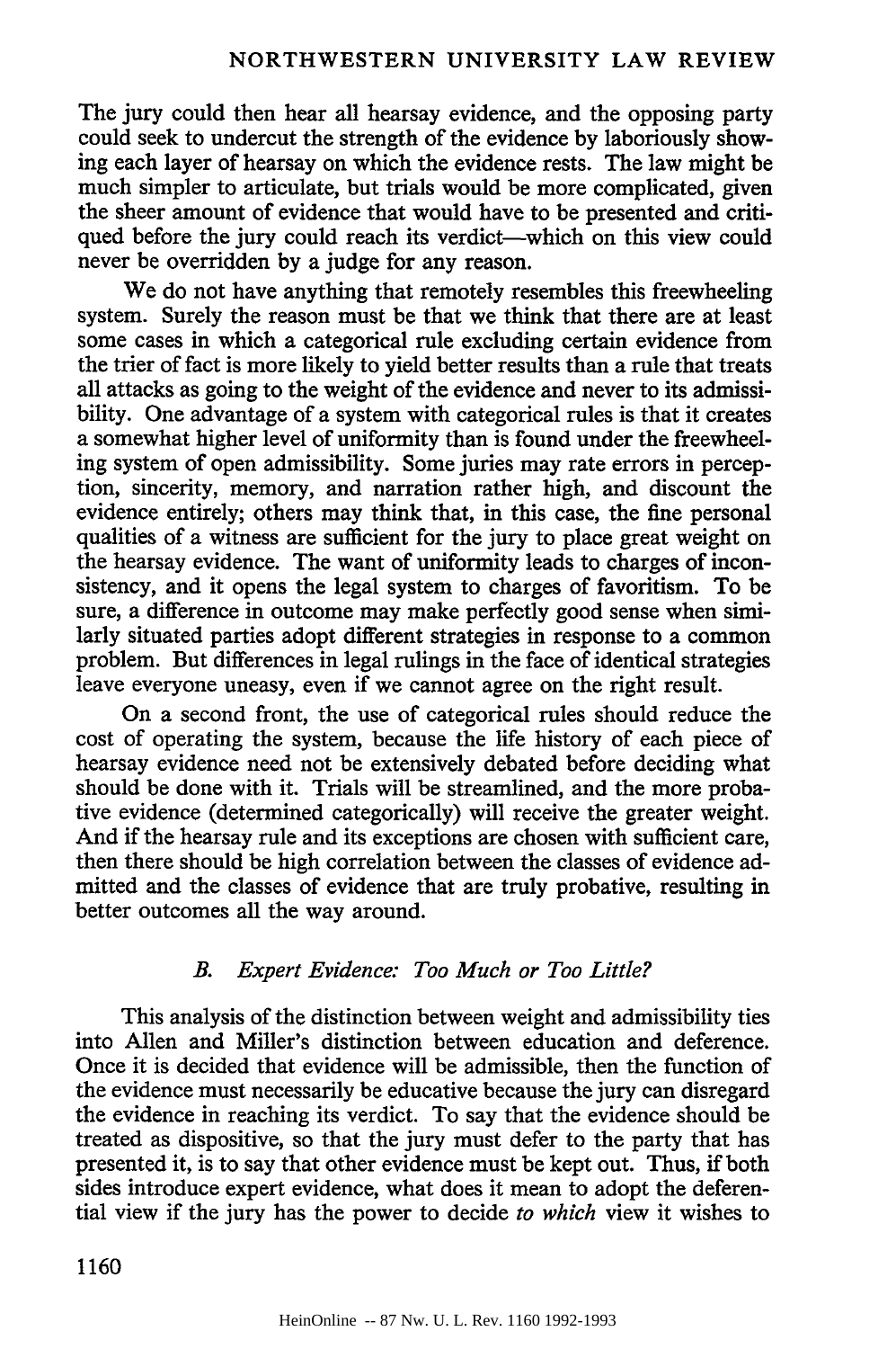The jury could then hear all hearsay evidence, and the opposing party could seek to undercut the strength of the evidence by laboriously showing each layer of hearsay on which the evidence rests. The law might be much simpler to articulate, but trials would be more complicated, given the sheer amount of evidence that would have to be presented and critiqued before the jury could reach its verdict—which on this view could never be overridden by a judge for any reason.

We do not have anything that remotely resembles this freewheeling system. Surely the reason must be that we think that there are at least some cases in which a categorical rule excluding certain evidence from the trier of fact is more likely to yield better results than a rule that treats all attacks as going to the weight of the evidence and never to its admissibility. One advantage of a system with categorical rules is that it creates a somewhat higher level of uniformity than is found under the freewheeling system of open admissibility. Some juries may rate errors in perception, sincerity, memory, and narration rather high, and discount the evidence entirely; others may think that, in this case, the fine personal qualities of a witness are sufficient for the jury to place great weight on the hearsay evidence. The want of uniformity leads to charges of inconsistency, and it opens the legal system to charges of favoritism. To be sure, a difference in outcome may make perfectly good sense when similarly situated parties adopt different strategies in response to a common problem. But differences in legal rulings in the face of identical strategies leave everyone uneasy, even if we cannot agree on the right result.

On a second front, the use of categorical rules should reduce the cost of operating the system, because the life history of each piece of hearsay evidence need not be extensively debated before deciding what should be done with it. Trials will be streamlined, and the more probative evidence (determined categorically) will receive the greater weight. And if the hearsay rule and its exceptions are chosen with sufficient care, then there should be high correlation between the classes of evidence admitted and the classes of evidence that are truly probative, resulting in better outcomes all the way around.

### *B. Expert Evidence: Too Much or Too Little?*

This analysis of the distinction between weight and admissibility ties into Allen and Miller's distinction between education and deference. Once it is decided that evidence will be admissible, then the function of the evidence must necessarily be educative because the jury can disregard the evidence in reaching its verdict. To say that the evidence should be treated as dispositive, so that the jury must defer to the party that has presented it, is to say that other evidence must be kept out. Thus, if both sides introduce expert evidence, what does it mean to adopt the deferential view if the jury has the power to decide *to which* view it wishes to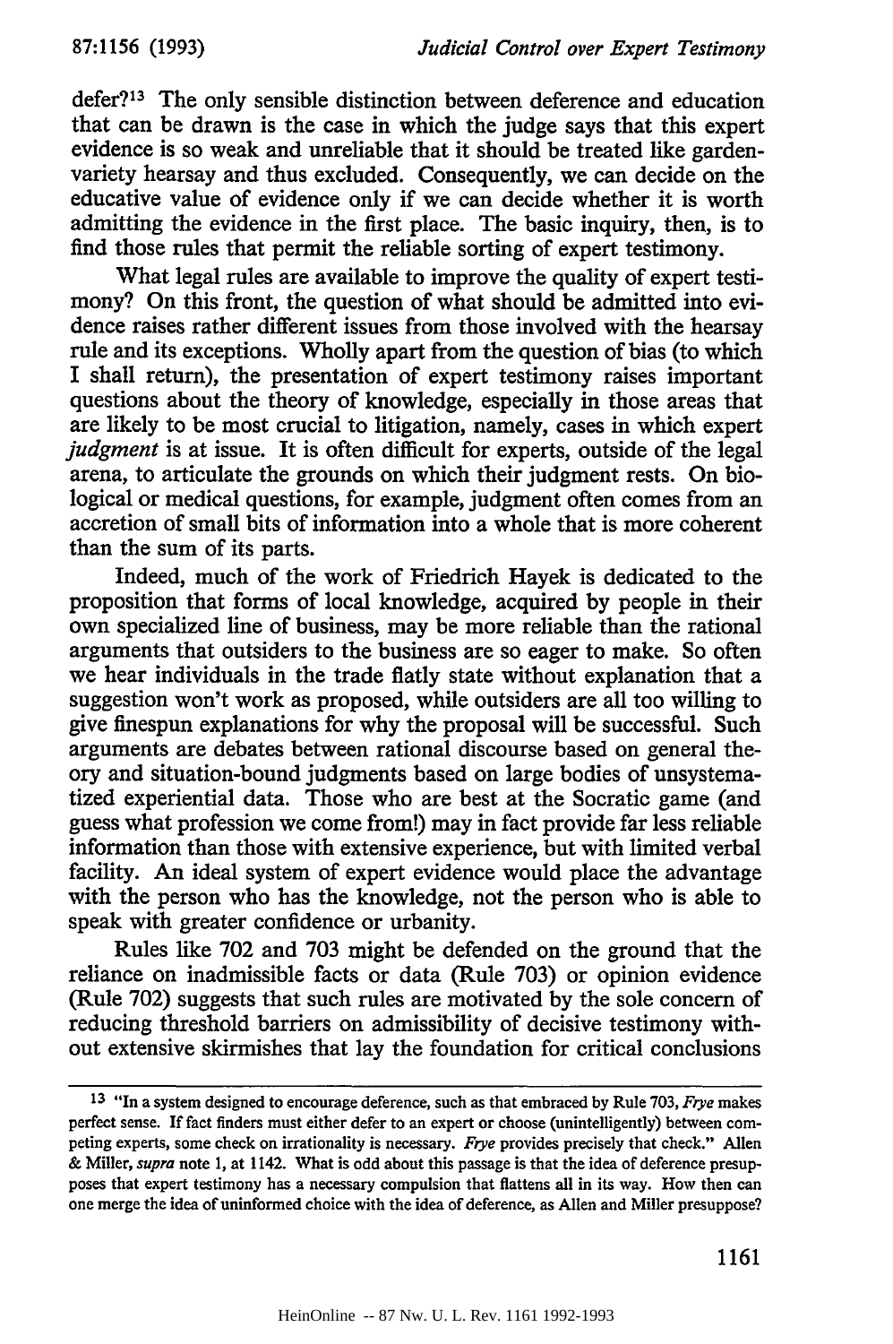defer?[13] The only sensible distinction between deference and education that can be drawn is the case in which the judge says that this expert evidence is so weak and unreliable that it should be treated like garden-variety hearsay and thus excluded. Consequently, we can decide on the educative value of evidence only if we can decide whether it is worth admitting the evidence in the first place. The basic inquiry, then, is to find those rules that permit the reliable sorting of expert testimony.

What legal rules are available to improve the quality of expert testimony? On this front, the question of what should be admitted into evidence raises rather different issues from those involved with the hearsay rule and its exceptions. Wholly apart from the question of bias (to which I shall return), the presentation of expert testimony raises important questions about the theory of knowledge, especially in those areas that are likely to be most crucial to litigation, namely, cases in which expert *judgment* is at issue. It is often difficult for experts, outside of the legal arena, to articulate the grounds on which their judgment rests. On biological or medical questions, for example, judgment often comes from an accretion of small bits of information into a whole that is more coherent than the sum of its parts.

Indeed, much of the work of Friedrich Hayek is dedicated to the proposition that forms of local knowledge, acquired by people in their own specialized line of business, may be more reliable than the rational arguments that outsiders to the business are so eager to make. So often we hear individuals in the trade flatly state without explanation that a suggestion won't work as proposed, while outsiders are all too willing to give finespun explanations for why the proposal will be successful. Such arguments are debates between rational discourse based on general theory and situation-bound judgments based on large bodies of unsystematized experiential data. Those who are best at the Socratic game (and guess what profession we come from!) may in fact provide far less reliable information than those with extensive experience, but with limited verbal facility. An ideal system of expert evidence would place the advantage with the person who has the knowledge, not the person who is able to speak with greater confidence or urbanity.

Rules like 702 and 703 might be defended on the ground that the reliance on inadmissible facts or data (Rule 703) or opinion evidence (Rule 702) suggests that such rules are motivated by the sole concern of reducing threshold barriers on admissibility of decisive testimony without extensive skirmishes that lay the foundation for critical conclusions

---

[13] "In a system designed to encourage deference, such as that embraced by Rule 703, *Frye* makes perfect sense. If fact finders must either defer to an expert or choose (unintelligently) between competing experts, some check on irrationality is necessary. *Frye* provides precisely that check." Allen & Miller, *supra* note 1, at 1142. What is odd about this passage is that the idea of deference presupposes that expert testimony has a necessary compulsion that flattens all in its way. How then can one merge the idea of uninformed choice with the idea of deference, as Allen and Miller presuppose?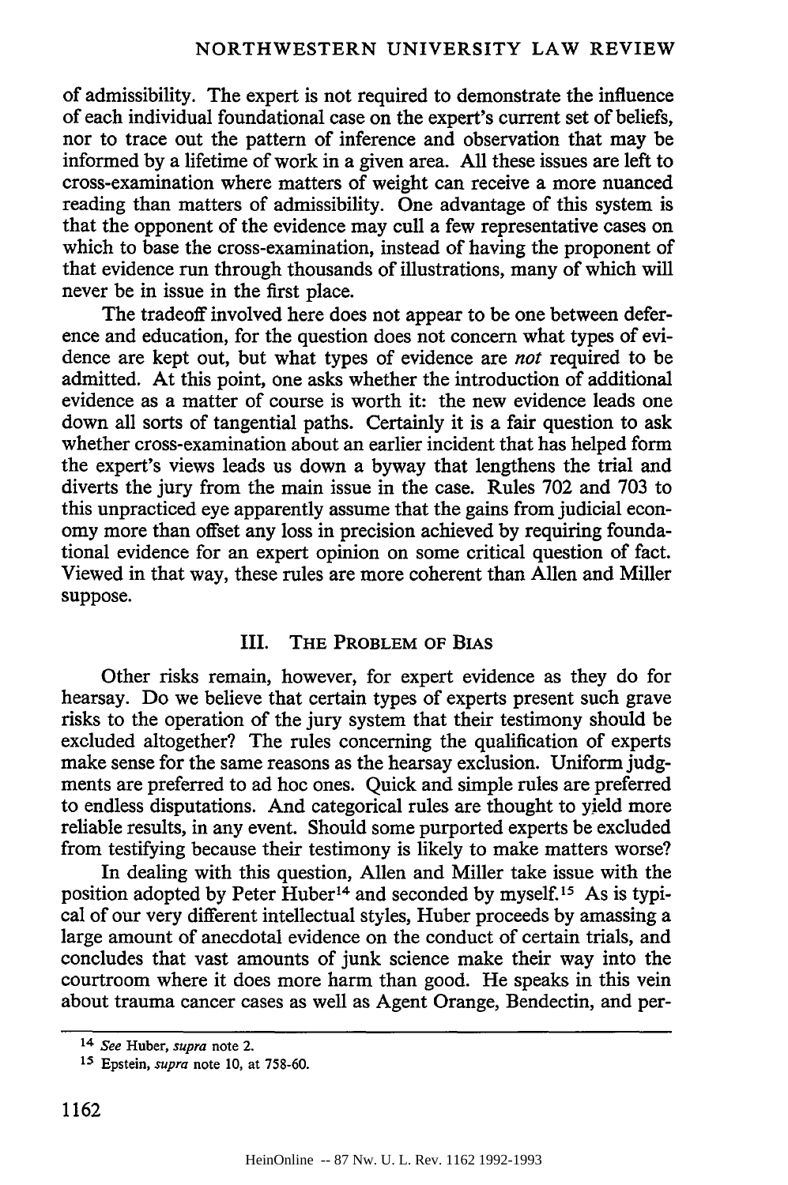of admissibility. The expert is not required to demonstrate the influence of each individual foundational case on the expert's current set of beliefs, nor to trace out the pattern of inference and observation that may be informed by a lifetime of work in a given area. All these issues are left to cross-examination where matters of weight can receive a more nuanced reading than matters of admissibility. One advantage of this system is that the opponent of the evidence may cull a few representative cases on which to base the cross-examination, instead of having the proponent of that evidence run through thousands of illustrations, many of which will never be in issue in the first place.

The tradeoff involved here does not appear to be one between deference and education, for the question does not concern what types of evidence are kept out, but what types of evidence are *not* required to be admitted. At this point, one asks whether the introduction of additional evidence as a matter of course is worth it: the new evidence leads one down all sorts of tangential paths. Certainly it is a fair question to ask whether cross-examination about an earlier incident that has helped form the expert's views leads us down a byway that lengthens the trial and diverts the jury from the main issue in the case. Rules 702 and 703 to this unpracticed eye apparently assume that the gains from judicial economy more than offset any loss in precision achieved by requiring foundational evidence for an expert opinion on some critical question of fact. Viewed in that way, these rules are more coherent than Allen and Miller suppose.

## III. THE PROBLEM OF BIAS

Other risks remain, however, for expert evidence as they do for hearsay. Do we believe that certain types of experts present such grave risks to the operation of the jury system that their testimony should be excluded altogether? The rules concerning the qualification of experts make sense for the same reasons as the hearsay exclusion. Uniform judgments are preferred to ad hoc ones. Quick and simple rules are preferred to endless disputations. And categorical rules are thought to yield more reliable results, in any event. Should some purported experts be excluded from testifying because their testimony is likely to make matters worse?

In dealing with this question, Allen and Miller take issue with the position adopted by Peter Huber[14] and seconded by myself.[15] As is typical of our very different intellectual styles, Huber proceeds by amassing a large amount of anecdotal evidence on the conduct of certain trials, and concludes that vast amounts of junk science make their way into the courtroom where it does more harm than good. He speaks in this vein about trauma cancer cases as well as Agent Orange, Bendectin, and per-

---

[14] *See* Huber, *supra* note 2.

[15] Epstein, *supra* note 10, at 758-60.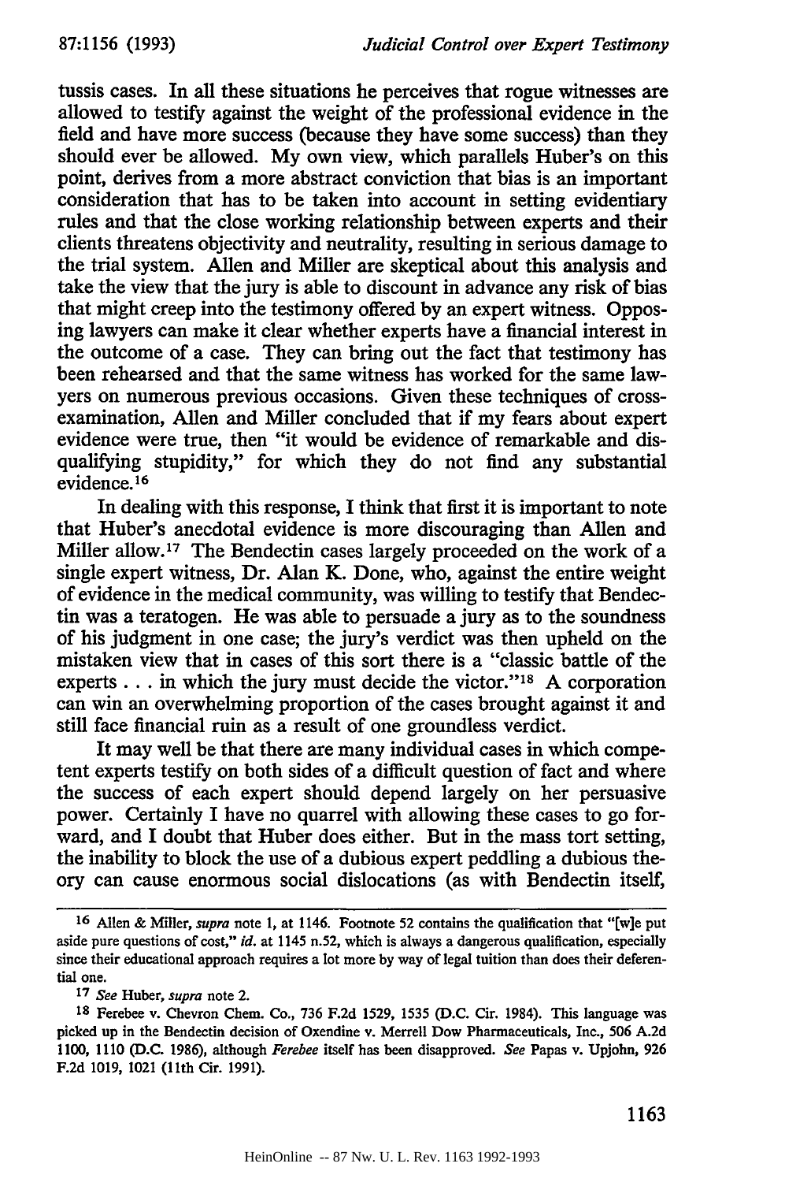tussis cases. In all these situations he perceives that rogue witnesses are allowed to testify against the weight of the professional evidence in the field and have more success (because they have some success) than they should ever be allowed. My own view, which parallels Huber's on this point, derives from a more abstract conviction that bias is an important consideration that has to be taken into account in setting evidentiary rules and that the close working relationship between experts and their clients threatens objectivity and neutrality, resulting in serious damage to the trial system. Allen and Miller are skeptical about this analysis and take the view that the jury is able to discount in advance any risk of bias that might creep into the testimony offered by an expert witness. Opposing lawyers can make it clear whether experts have a financial interest in the outcome of a case. They can bring out the fact that testimony has been rehearsed and that the same witness has worked for the same lawyers on numerous previous occasions. Given these techniques of cross-examination, Allen and Miller concluded that if my fears about expert evidence were true, then "it would be evidence of remarkable and disqualifying stupidity," for which they do not find any substantial evidence.[16]

In dealing with this response, I think that first it is important to note that Huber's anecdotal evidence is more discouraging than Allen and Miller allow.[17] The Bendectin cases largely proceeded on the work of a single expert witness, Dr. Alan K. Done, who, against the entire weight of evidence in the medical community, was willing to testify that Bendectin was a teratogen. He was able to persuade a jury as to the soundness of his judgment in one case; the jury's verdict was then upheld on the mistaken view that in cases of this sort there is a "classic battle of the experts . . . in which the jury must decide the victor."[18] A corporation can win an overwhelming proportion of the cases brought against it and still face financial ruin as a result of one groundless verdict.

It may well be that there are many individual cases in which competent experts testify on both sides of a difficult question of fact and where the success of each expert should depend largely on her persuasive power. Certainly I have no quarrel with allowing these cases to go forward, and I doubt that Huber does either. But in the mass tort setting, the inability to block the use of a dubious expert peddling a dubious theory can cause enormous social dislocations (as with Bendectin itself,

---

[16] Allen & Miller, *supra* note 1, at 1146. Footnote 52 contains the qualification that "[w]e put aside pure questions of cost," *id.* at 1145 n.52, which is always a dangerous qualification, especially since their educational approach requires a lot more by way of legal tuition than does their deferential one.

[17] *See* Huber, *supra* note 2.

[18] Ferebee v. Chevron Chem. Co., 736 F.2d 1529, 1535 (D.C. Cir. 1984). This language was picked up in the Bendectin decision of Oxendine v. Merrell Dow Pharmaceuticals, Inc., 506 A.2d 1100, 1110 (D.C. 1986), although *Ferebee* itself has been disapproved. *See* Papas v. Upjohn, 926 F.2d 1019, 1021 (11th Cir. 1991).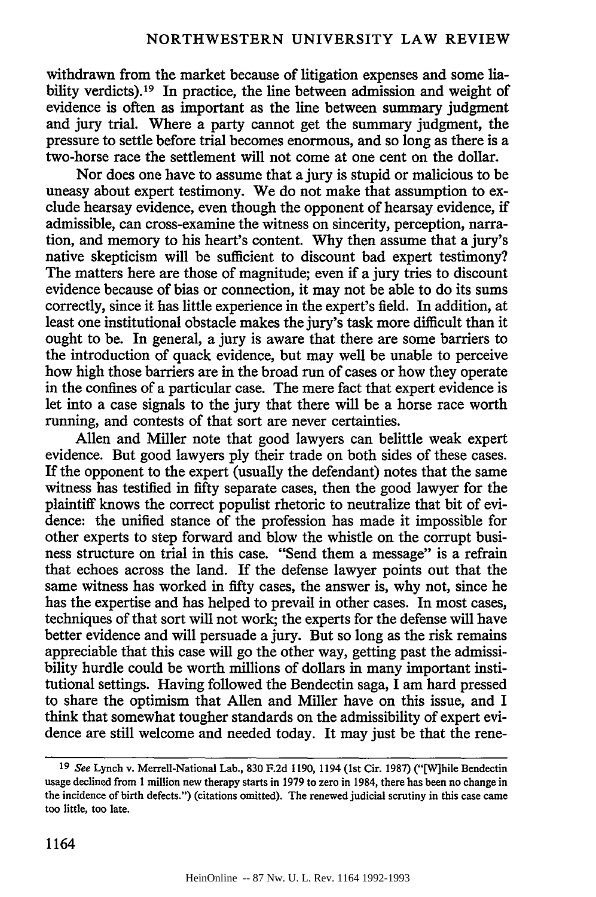withdrawn from the market because of litigation expenses and some liability verdicts).[19] In practice, the line between admission and weight of evidence is often as important as the line between summary judgment and jury trial. Where a party cannot get the summary judgment, the pressure to settle before trial becomes enormous, and so long as there is a two-horse race the settlement will not come at one cent on the dollar.

Nor does one have to assume that a jury is stupid or malicious to be uneasy about expert testimony. We do not make that assumption to exclude hearsay evidence, even though the opponent of hearsay evidence, if admissible, can cross-examine the witness on sincerity, perception, narration, and memory to his heart's content. Why then assume that a jury's native skepticism will be sufficient to discount bad expert testimony? The matters here are those of magnitude; even if a jury tries to discount evidence because of bias or connection, it may not be able to do its sums correctly, since it has little experience in the expert's field. In addition, at least one institutional obstacle makes the jury's task more difficult than it ought to be. In general, a jury is aware that there are some barriers to the introduction of quack evidence, but may well be unable to perceive how high those barriers are in the broad run of cases or how they operate in the confines of a particular case. The mere fact that expert evidence is let into a case signals to the jury that there will be a horse race worth running, and contests of that sort are never certainties.

Allen and Miller note that good lawyers can belittle weak expert evidence. But good lawyers ply their trade on both sides of these cases. If the opponent to the expert (usually the defendant) notes that the same witness has testified in fifty separate cases, then the good lawyer for the plaintiff knows the correct populist rhetoric to neutralize that bit of evidence: the unified stance of the profession has made it impossible for other experts to step forward and blow the whistle on the corrupt business structure on trial in this case. "Send them a message" is a refrain that echoes across the land. If the defense lawyer points out that the same witness has worked in fifty cases, the answer is, why not, since he has the expertise and has helped to prevail in other cases. In most cases, techniques of that sort will not work; the experts for the defense will have better evidence and will persuade a jury. But so long as the risk remains appreciable that this case will go the other way, getting past the admissibility hurdle could be worth millions of dollars in many important institutional settings. Having followed the Bendectin saga, I am hard pressed to share the optimism that Allen and Miller have on this issue, and I think that somewhat tougher standards on the admissibility of expert evidence are still welcome and needed today. It may just be that the rene-

---

[19] *See* Lynch v. Merrell-National Lab., 830 F.2d 1190, 1194 (1st Cir. 1987) ("[W]hile Bendectin usage declined from 1 million new therapy starts in 1979 to zero in 1984, there has been no change in the incidence of birth defects.") (citations omitted). The renewed judicial scrutiny in this case came too little, too late.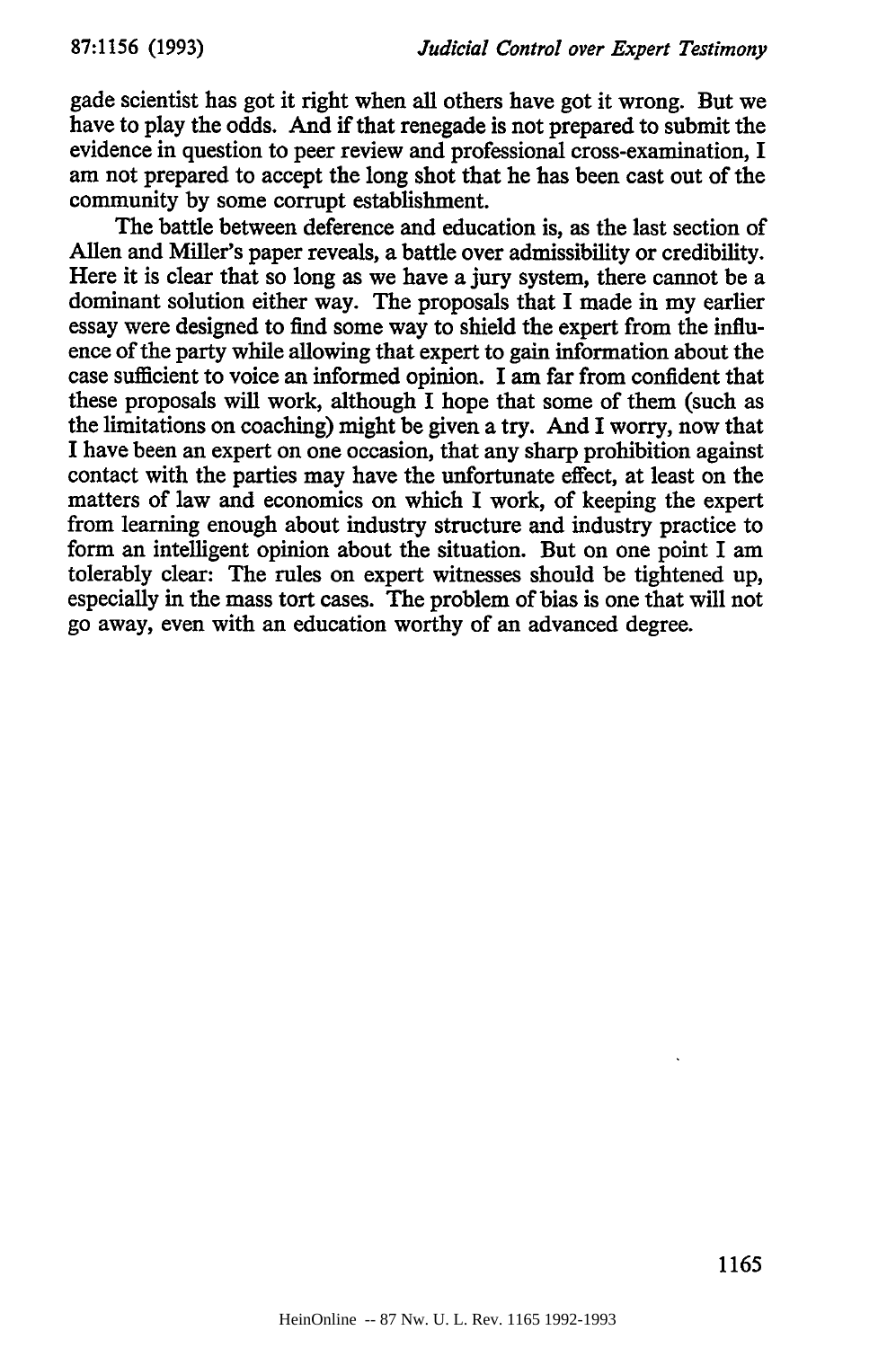gade scientist has got it right when all others have got it wrong. But we have to play the odds. And if that renegade is not prepared to submit the evidence in question to peer review and professional cross-examination, I am not prepared to accept the long shot that he has been cast out of the community by some corrupt establishment.

The battle between deference and education is, as the last section of Allen and Miller's paper reveals, a battle over admissibility or credibility. Here it is clear that so long as we have a jury system, there cannot be a dominant solution either way. The proposals that I made in my earlier essay were designed to find some way to shield the expert from the influence of the party while allowing that expert to gain information about the case sufficient to voice an informed opinion. I am far from confident that these proposals will work, although I hope that some of them (such as the limitations on coaching) might be given a try. And I worry, now that I have been an expert on one occasion, that any sharp prohibition against contact with the parties may have the unfortunate effect, at least on the matters of law and economics on which I work, of keeping the expert from learning enough about industry structure and industry practice to form an intelligent opinion about the situation. But on one point I am tolerably clear: The rules on expert witnesses should be tightened up, especially in the mass tort cases. The problem of bias is one that will not go away, even with an education worthy of an advanced degree.